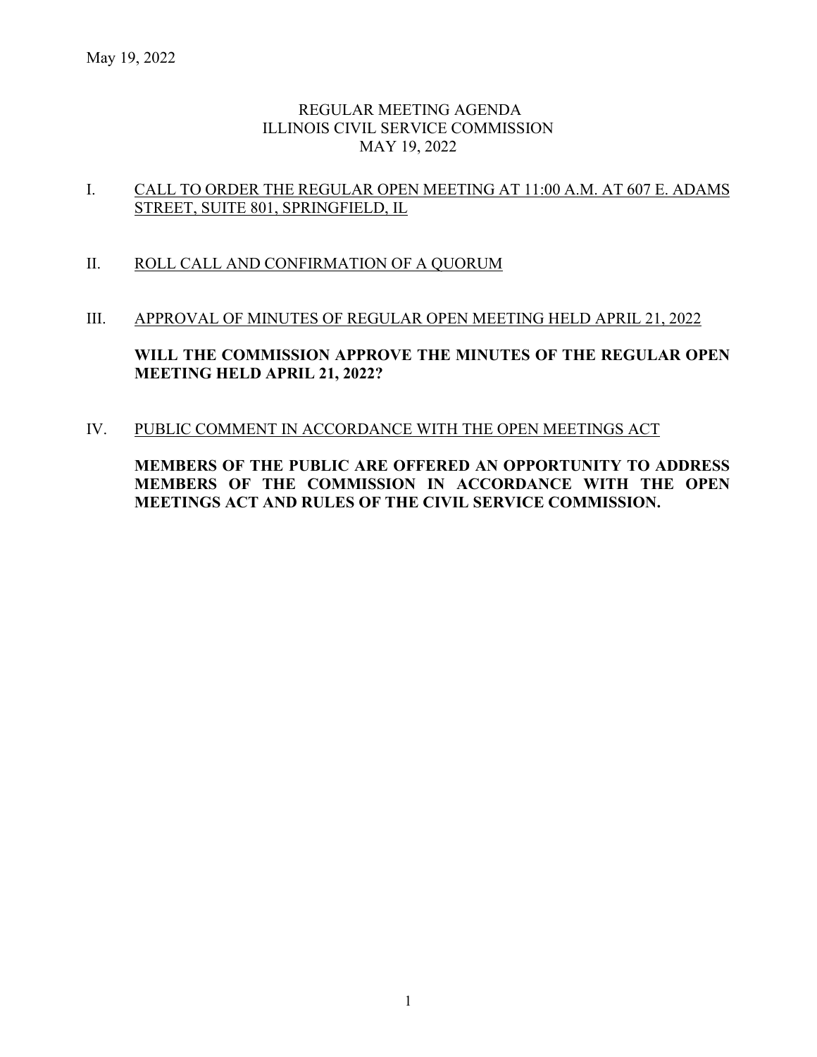May 19, 2022

# REGULAR MEETING AGENDA
# ILLINOIS CIVIL SERVICE COMMISSION
# MAY 19, 2022

I. CALL TO ORDER THE REGULAR OPEN MEETING AT 11:00 A.M. AT 607 E. ADAMS STREET, SUITE 801, SPRINGFIELD, IL

II. ROLL CALL AND CONFIRMATION OF A QUORUM

III. APPROVAL OF MINUTES OF REGULAR OPEN MEETING HELD APRIL 21, 2022

**WILL THE COMMISSION APPROVE THE MINUTES OF THE REGULAR OPEN MEETING HELD APRIL 21, 2022?**

IV. PUBLIC COMMENT IN ACCORDANCE WITH THE OPEN MEETINGS ACT

**MEMBERS OF THE PUBLIC ARE OFFERED AN OPPORTUNITY TO ADDRESS MEMBERS OF THE COMMISSION IN ACCORDANCE WITH THE OPEN MEETINGS ACT AND RULES OF THE CIVIL SERVICE COMMISSION.**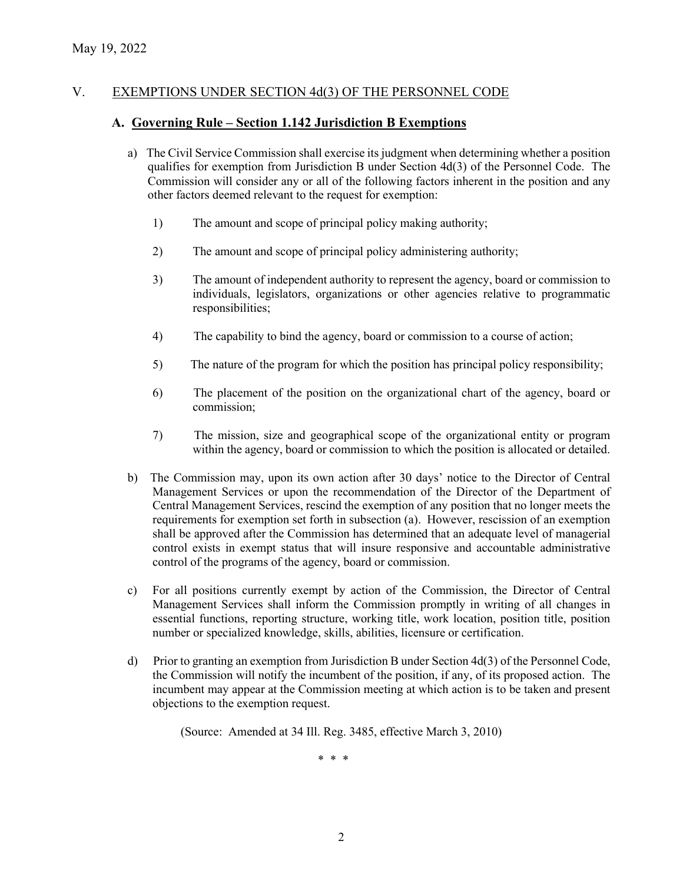## V. EXEMPTIONS UNDER SECTION 4d(3) OF THE PERSONNEL CODE

### A. Governing Rule – Section 1.142 Jurisdiction B Exemptions

a) The Civil Service Commission shall exercise its judgment when determining whether a position qualifies for exemption from Jurisdiction B under Section 4d(3) of the Personnel Code. The Commission will consider any or all of the following factors inherent in the position and any other factors deemed relevant to the request for exemption:

1) The amount and scope of principal policy making authority;

2) The amount and scope of principal policy administering authority;

3) The amount of independent authority to represent the agency, board or commission to individuals, legislators, organizations or other agencies relative to programmatic responsibilities;

4) The capability to bind the agency, board or commission to a course of action;

5) The nature of the program for which the position has principal policy responsibility;

6) The placement of the position on the organizational chart of the agency, board or commission;

7) The mission, size and geographical scope of the organizational entity or program within the agency, board or commission to which the position is allocated or detailed.

b) The Commission may, upon its own action after 30 days' notice to the Director of Central Management Services or upon the recommendation of the Director of the Department of Central Management Services, rescind the exemption of any position that no longer meets the requirements for exemption set forth in subsection (a). However, rescission of an exemption shall be approved after the Commission has determined that an adequate level of managerial control exists in exempt status that will insure responsive and accountable administrative control of the programs of the agency, board or commission.

c) For all positions currently exempt by action of the Commission, the Director of Central Management Services shall inform the Commission promptly in writing of all changes in essential functions, reporting structure, working title, work location, position title, position number or specialized knowledge, skills, abilities, licensure or certification.

d) Prior to granting an exemption from Jurisdiction B under Section 4d(3) of the Personnel Code, the Commission will notify the incumbent of the position, if any, of its proposed action. The incumbent may appear at the Commission meeting at which action is to be taken and present objections to the exemption request.

(Source: Amended at 34 Ill. Reg. 3485, effective March 3, 2010)

\* \* \*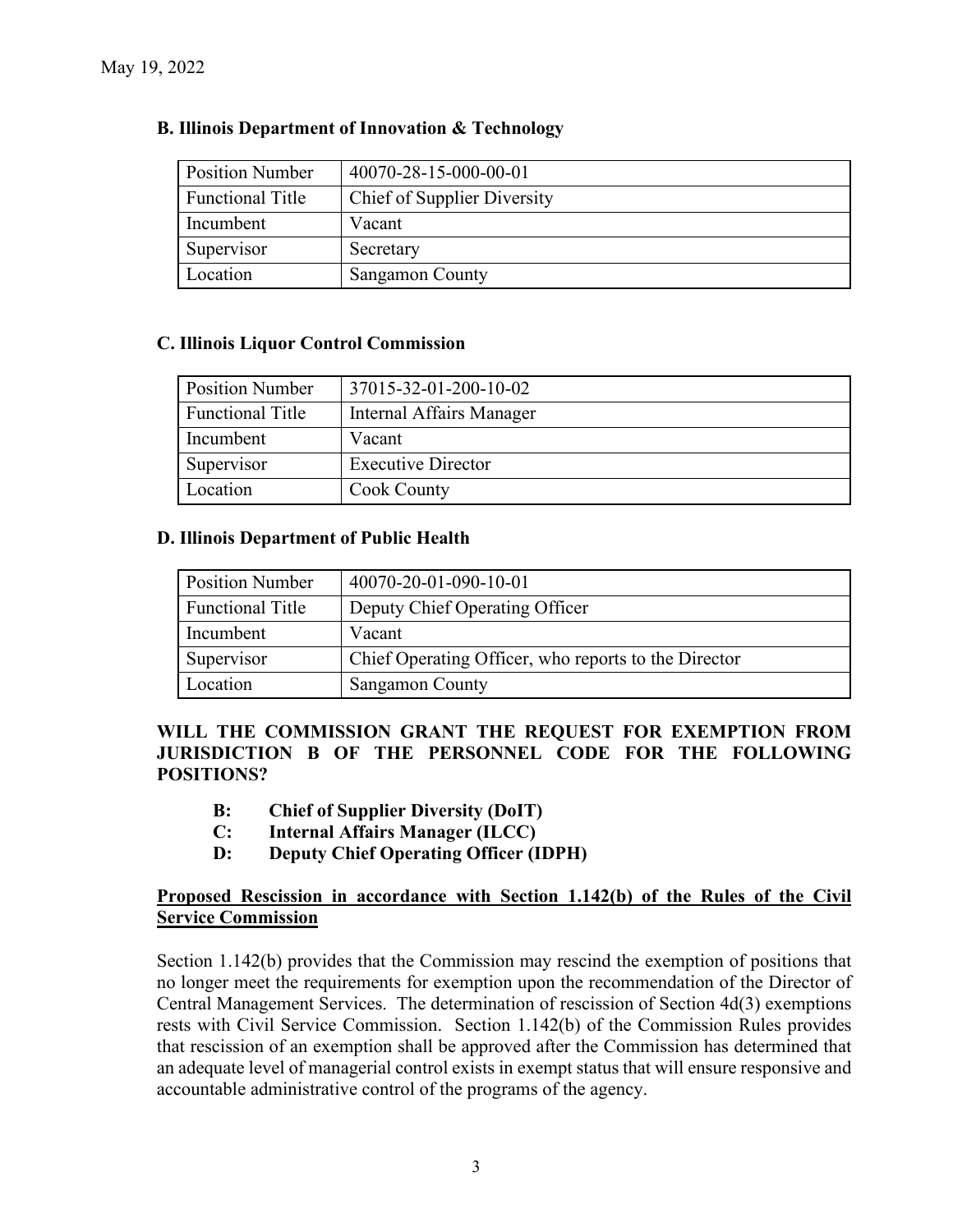May 19, 2022

### B. Illinois Department of Innovation & Technology

| Position Number | 40070-28-15-000-00-01 |
|---|---|
| Functional Title | Chief of Supplier Diversity |
| Incumbent | Vacant |
| Supervisor | Secretary |
| Location | Sangamon County |

### C. Illinois Liquor Control Commission

| Position Number | 37015-32-01-200-10-02 |
|---|---|
| Functional Title | Internal Affairs Manager |
| Incumbent | Vacant |
| Supervisor | Executive Director |
| Location | Cook County |

### D. Illinois Department of Public Health

| Position Number | 40070-20-01-090-10-01 |
|---|---|
| Functional Title | Deputy Chief Operating Officer |
| Incumbent | Vacant |
| Supervisor | Chief Operating Officer, who reports to the Director |
| Location | Sangamon County |

**WILL THE COMMISSION GRANT THE REQUEST FOR EXEMPTION FROM JURISDICTION B OF THE PERSONNEL CODE FOR THE FOLLOWING POSITIONS?**

- **B: Chief of Supplier Diversity (DoIT)**
- **C: Internal Affairs Manager (ILCC)**
- **D: Deputy Chief Operating Officer (IDPH)**

**Proposed Rescission in accordance with Section 1.142(b) of the Rules of the Civil Service Commission**

Section 1.142(b) provides that the Commission may rescind the exemption of positions that no longer meet the requirements for exemption upon the recommendation of the Director of Central Management Services. The determination of rescission of Section 4d(3) exemptions rests with Civil Service Commission. Section 1.142(b) of the Commission Rules provides that rescission of an exemption shall be approved after the Commission has determined that an adequate level of managerial control exists in exempt status that will ensure responsive and accountable administrative control of the programs of the agency.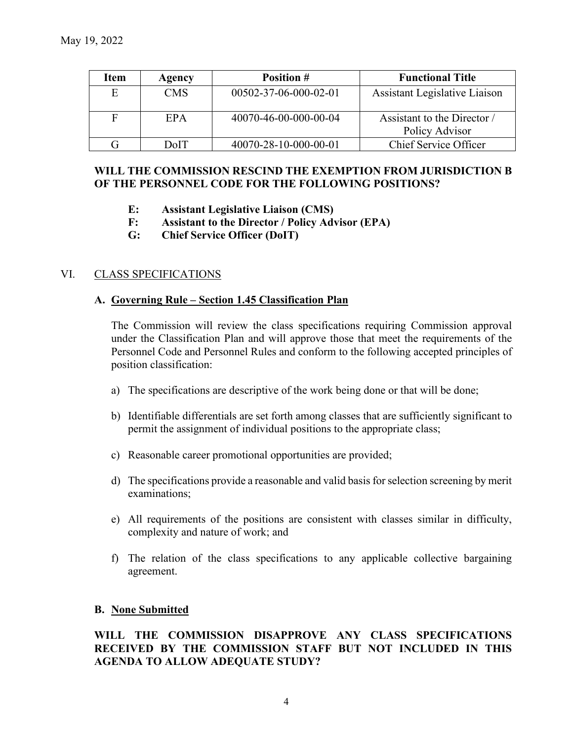May 19, 2022

| Item | Agency | Position # | Functional Title |
|---|---|---|---|
| E | CMS | 00502-37-06-000-02-01 | Assistant Legislative Liaison |
| F | EPA | 40070-46-00-000-00-04 | Assistant to the Director / Policy Advisor |
| G | DoIT | 40070-28-10-000-00-01 | Chief Service Officer |

**WILL THE COMMISSION RESCIND THE EXEMPTION FROM JURISDICTION B OF THE PERSONNEL CODE FOR THE FOLLOWING POSITIONS?**

- **E: Assistant Legislative Liaison (CMS)**
- **F: Assistant to the Director / Policy Advisor (EPA)**
- **G: Chief Service Officer (DoIT)**

## VI. CLASS SPECIFICATIONS

### A. Governing Rule – Section 1.45 Classification Plan

The Commission will review the class specifications requiring Commission approval under the Classification Plan and will approve those that meet the requirements of the Personnel Code and Personnel Rules and conform to the following accepted principles of position classification:

a) The specifications are descriptive of the work being done or that will be done;

b) Identifiable differentials are set forth among classes that are sufficiently significant to permit the assignment of individual positions to the appropriate class;

c) Reasonable career promotional opportunities are provided;

d) The specifications provide a reasonable and valid basis for selection screening by merit examinations;

e) All requirements of the positions are consistent with classes similar in difficulty, complexity and nature of work; and

f) The relation of the class specifications to any applicable collective bargaining agreement.

### B. None Submitted

**WILL THE COMMISSION DISAPPROVE ANY CLASS SPECIFICATIONS RECEIVED BY THE COMMISSION STAFF BUT NOT INCLUDED IN THIS AGENDA TO ALLOW ADEQUATE STUDY?**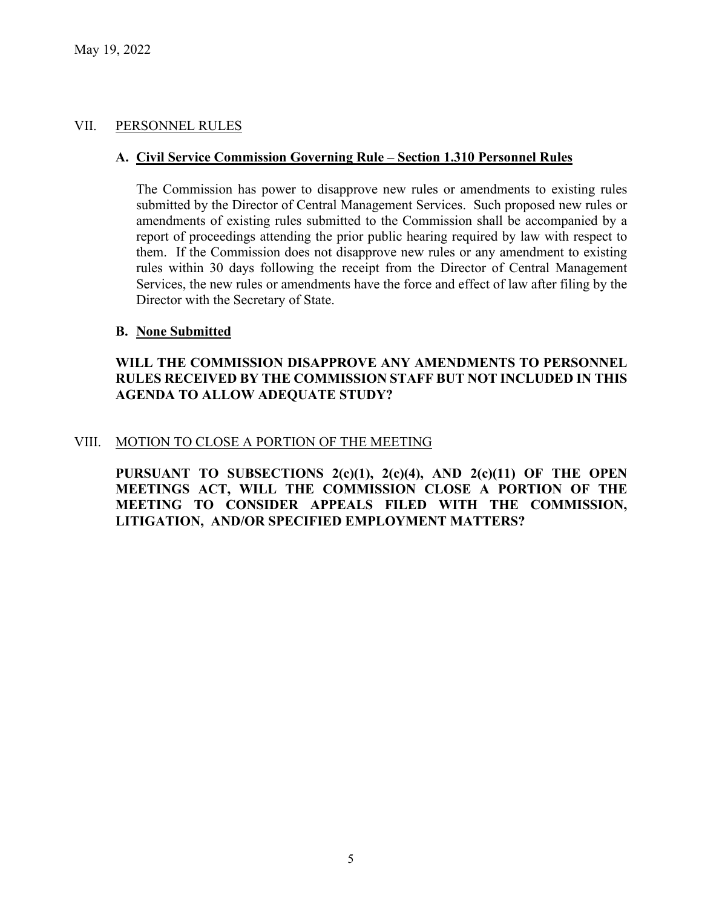May 19, 2022

## VII. PERSONNEL RULES

### A. Civil Service Commission Governing Rule – Section 1.310 Personnel Rules

The Commission has power to disapprove new rules or amendments to existing rules submitted by the Director of Central Management Services. Such proposed new rules or amendments of existing rules submitted to the Commission shall be accompanied by a report of proceedings attending the prior public hearing required by law with respect to them. If the Commission does not disapprove new rules or any amendment to existing rules within 30 days following the receipt from the Director of Central Management Services, the new rules or amendments have the force and effect of law after filing by the Director with the Secretary of State.

### B. None Submitted

**WILL THE COMMISSION DISAPPROVE ANY AMENDMENTS TO PERSONNEL RULES RECEIVED BY THE COMMISSION STAFF BUT NOT INCLUDED IN THIS AGENDA TO ALLOW ADEQUATE STUDY?**

## VIII. MOTION TO CLOSE A PORTION OF THE MEETING

**PURSUANT TO SUBSECTIONS 2(c)(1), 2(c)(4), AND 2(c)(11) OF THE OPEN MEETINGS ACT, WILL THE COMMISSION CLOSE A PORTION OF THE MEETING TO CONSIDER APPEALS FILED WITH THE COMMISSION, LITIGATION, AND/OR SPECIFIED EMPLOYMENT MATTERS?**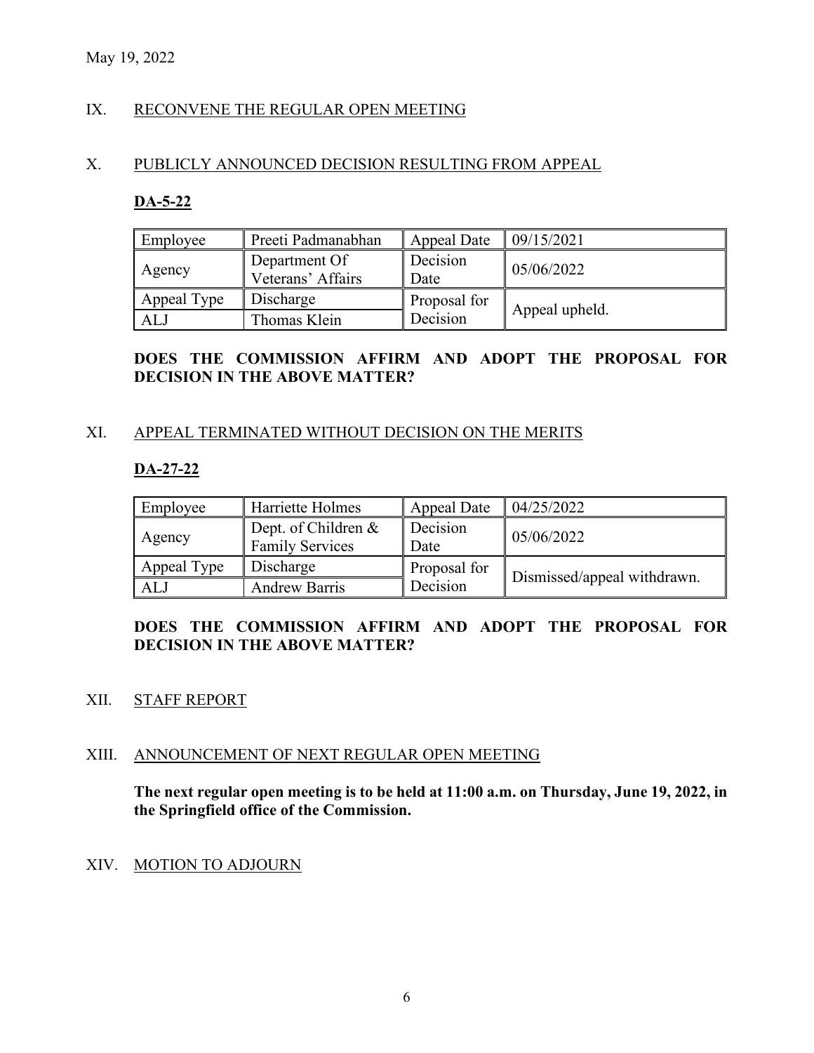May 19, 2022

## IX. RECONVENE THE REGULAR OPEN MEETING

## X. PUBLICLY ANNOUNCED DECISION RESULTING FROM APPEAL

**DA-5-22**

| | | | |
|---|---|---|---|
| Employee | Preeti Padmanabhan | Appeal Date | 09/15/2021 |
| Agency | Department Of Veterans' Affairs | Decision Date | 05/06/2022 |
| Appeal Type | Discharge | Proposal for Decision | Appeal upheld. |
| ALJ | Thomas Klein | | |

**DOES THE COMMISSION AFFIRM AND ADOPT THE PROPOSAL FOR DECISION IN THE ABOVE MATTER?**

## XI. APPEAL TERMINATED WITHOUT DECISION ON THE MERITS

**DA-27-22**

| | | | |
|---|---|---|---|
| Employee | Harriette Holmes | Appeal Date | 04/25/2022 |
| Agency | Dept. of Children & Family Services | Decision Date | 05/06/2022 |
| Appeal Type | Discharge | Proposal for Decision | Dismissed/appeal withdrawn. |
| ALJ | Andrew Barris | | |

**DOES THE COMMISSION AFFIRM AND ADOPT THE PROPOSAL FOR DECISION IN THE ABOVE MATTER?**

## XII. STAFF REPORT

## XIII. ANNOUNCEMENT OF NEXT REGULAR OPEN MEETING

**The next regular open meeting is to be held at 11:00 a.m. on Thursday, June 19, 2022, in the Springfield office of the Commission.**

## XIV. MOTION TO ADJOURN